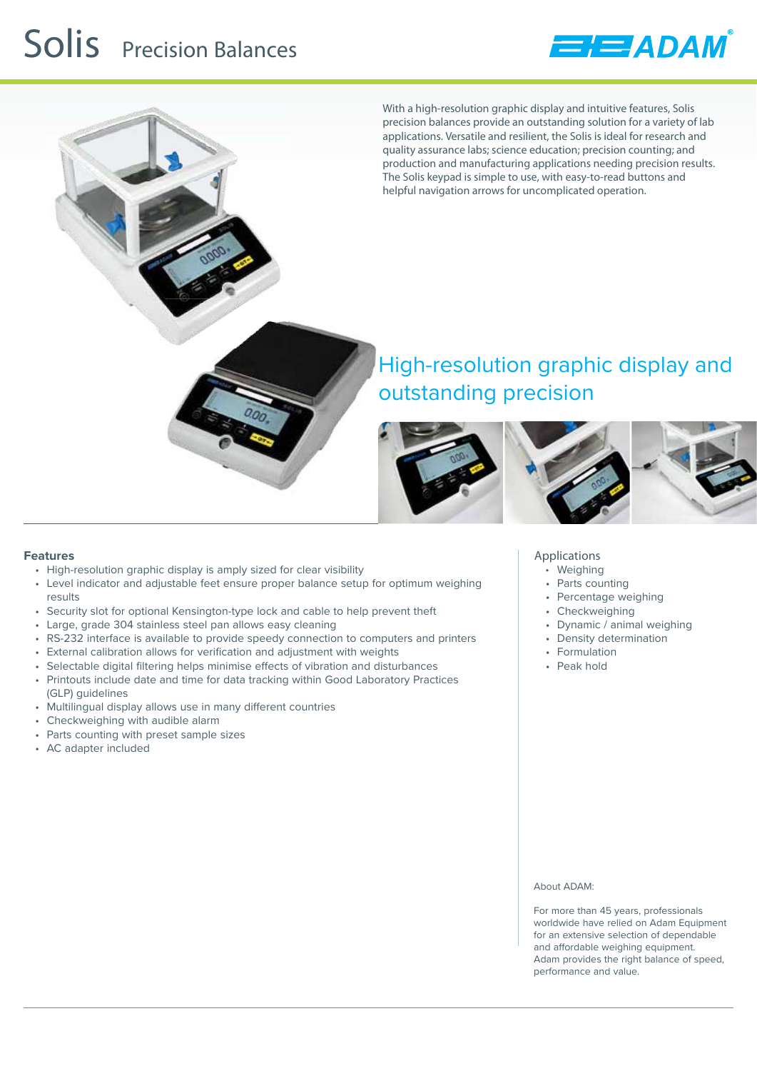# Solis Precision Balances

With a high-resolution graphic display and intuitive features, Solis precision balances provide an outstanding solution for a variety of lab applications. Versatile and resilient, the Solis is ideal for research and quality assurance labs; science education; precision counting; and production and manufacturing applications needing precision results. The Solis keypad is simple to use, with easy-to-read buttons and helpful navigation arrows for uncomplicated operation.

## High-resolution graphic display and outstanding precision

### Features

- High-resolution graphic display is amply sized for clear visibility
- Level indicator and adjustable feet ensure proper balance setup for optimum weighing results
- Security slot for optional Kensington-type lock and cable to help prevent theft
- Large, grade 304 stainless steel pan allows easy cleaning
- RS-232 interface is available to provide speedy connection to computers and printers
- External calibration allows for verification and adjustment with weights
- Selectable digital filtering helps minimise effects of vibration and disturbances
- Printouts include date and time for data tracking within Good Laboratory Practices (GLP) guidelines
- Multilingual display allows use in many different countries
- Checkweighing with audible alarm
- Parts counting with preset sample sizes
- AC adapter included

### Applications

- Weighing
- Parts counting
- Percentage weighing
- Checkweighing
- Dynamic / animal weighing
- Density determination
- Formulation
- Peak hold

About ADAM:

For more than 45 years, professionals worldwide have relied on Adam Equipment for an extensive selection of dependable and affordable weighing equipment. Adam provides the right balance of speed, performance and value.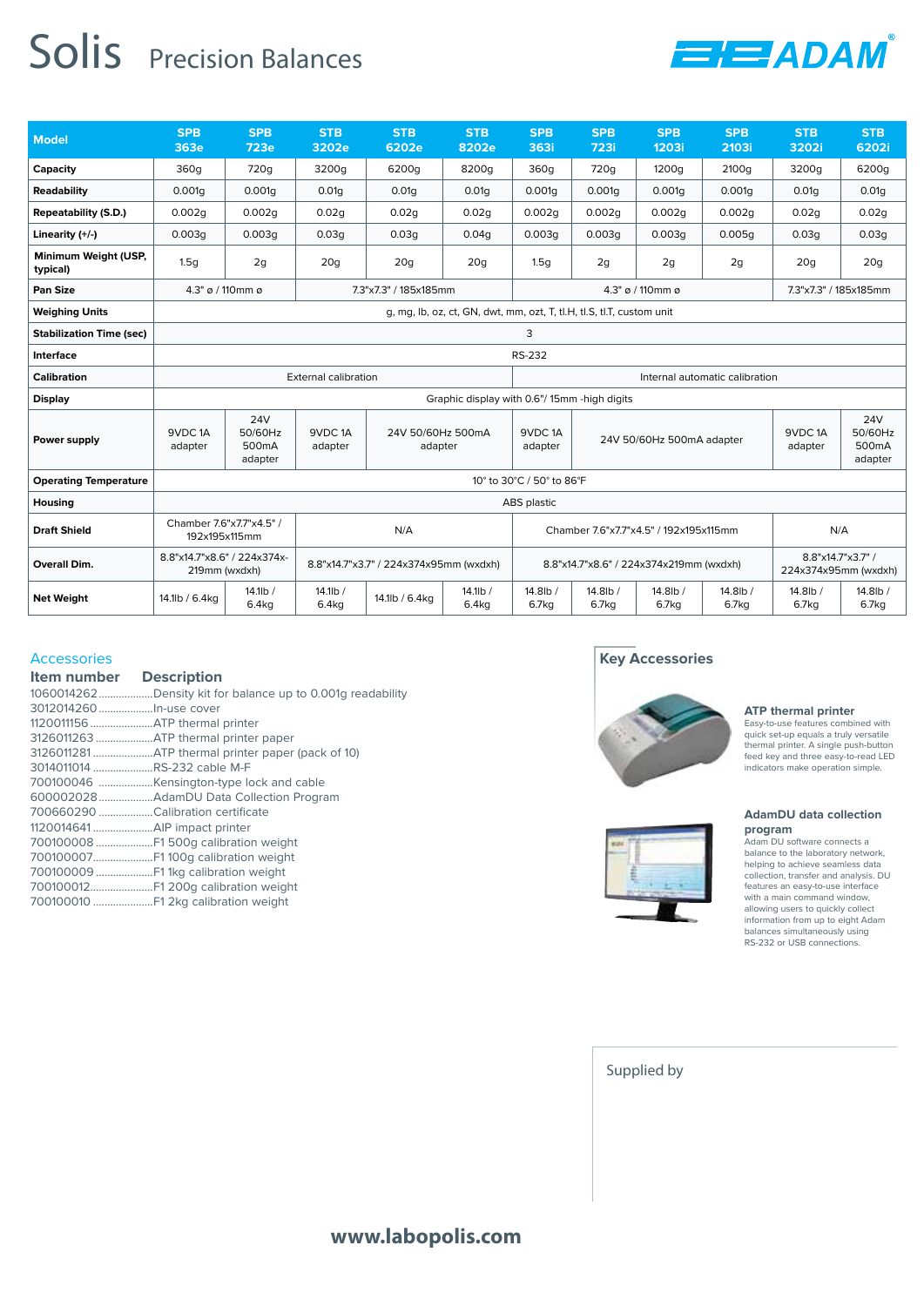# Solis Precision Balances

ADAM

| Model | SPB 363e | SPB 723e | STB 3202e | STB 6202e | STB 8202e | SPB 363i | SPB 723i | SPB 1203i | SPB 2103i | STB 3202i | STB 6202i |
|---|---|---|---|---|---|---|---|---|---|---|---|
| Capacity | 360g | 720g | 3200g | 6200g | 8200g | 360g | 720g | 1200g | 2100g | 3200g | 6200g |
| Readability | 0.001g | 0.001g | 0.01g | 0.01g | 0.01g | 0.001g | 0.001g | 0.001g | 0.001g | 0.01g | 0.01g |
| Repeatability (S.D.) | 0.002g | 0.002g | 0.02g | 0.02g | 0.02g | 0.002g | 0.002g | 0.002g | 0.002g | 0.02g | 0.02g |
| Linearity (+/-) | 0.003g | 0.003g | 0.03g | 0.03g | 0.04g | 0.003g | 0.003g | 0.003g | 0.005g | 0.03g | 0.03g |
| Minimum Weight (USP, typical) | 1.5g | 2g | 20g | 20g | 20g | 1.5g | 2g | 2g | 2g | 20g | 20g |
| Pan Size | 4.3" ø / 110mm ø | | 7.3"x7.3" / 185x185mm | | | 4.3" ø / 110mm ø | | | | 7.3"x7.3" / 185x185mm | |
| Weighing Units | g, mg, lb, oz, ct, GN, dwt, mm, ozt, T, tl.H, tl.S, tl.T, custom unit | | | | | | | | | | |
| Stabilization Time (sec) | 3 | | | | | | | | | | |
| Interface | RS-232 | | | | | | | | | | |
| Calibration | External calibration | | | | | Internal automatic calibration | | | | | |
| Display | Graphic display with 0.6"/ 15mm -high digits | | | | | | | | | | |
| Power supply | 9VDC 1A adapter | 24V 50/60Hz 500mA adapter | 9VDC 1A adapter | 24V 50/60Hz 500mA adapter | | 9VDC 1A adapter | 24V 50/60Hz 500mA adapter | | | 9VDC 1A adapter | 24V 50/60Hz 500mA adapter |
| Operating Temperature | 10° to 30°C / 50° to 86°F | | | | | | | | | | |
| Housing | ABS plastic | | | | | | | | | | |
| Draft Shield | Chamber 7.6"x7.7"x4.5" / 192x195x115mm | | N/A | | | Chamber 7.6"x7.7"x4.5" / 192x195x115mm | | | | N/A | |
| Overall Dim. | 8.8"x14.7"x8.6" / 224x374x-219mm (wxdxh) | | 8.8"x14.7"x3.7" / 224x374x95mm (wxdxh) | | | 8.8"x14.7"x8.6" / 224x374x219mm (wxdxh) | | | | 8.8"x14.7"x3.7" / 224x374x95mm (wxdxh) | |
| Net Weight | 14.1lb / 6.4kg | 14.1lb / 6.4kg | 14.1lb / 6.4kg | 14.1lb / 6.4kg | 14.1lb / 6.4kg | 14.8lb / 6.7kg | 14.8lb / 6.7kg | 14.8lb / 6.7kg | 14.8lb / 6.7kg | 14.8lb / 6.7kg | 14.8lb / 6.7kg |

## Accessories

| Item number | Description |
|---|---|
| 1060014262 | Density kit for balance up to 0.001g readability |
| 3012014260 | In-use cover |
| 1120011156 | ATP thermal printer |
| 3126011263 | ATP thermal printer paper |
| 3126011281 | ATP thermal printer paper (pack of 10) |
| 3014011014 | RS-232 cable M-F |
| 700100046 | Kensington-type lock and cable |
| 600002028 | AdamDU Data Collection Program |
| 700660290 | Calibration certificate |
| 1120014641 | AIP impact printer |
| 700100008 | F1 500g calibration weight |
| 700100007 | F1 100g calibration weight |
| 700100009 | F1 1kg calibration weight |
| 700100012 | F1 200g calibration weight |
| 700100010 | F1 2kg calibration weight |

## Key Accessories

### ATP thermal printer

Easy-to-use features combined with quick set-up equals a truly versatile thermal printer. A single push-button feed key and three easy-to-read LED indicators make operation simple.

### AdamDU data collection program

Adam DU software connects a balance to the laboratory network, helping to achieve seamless data collection, transfer and analysis. DU features an easy-to-use interface with a main command window, allowing users to quickly collect information from up to eight Adam balances simultaneously using RS-232 or USB connections.

Supplied by

www.labopolis.com